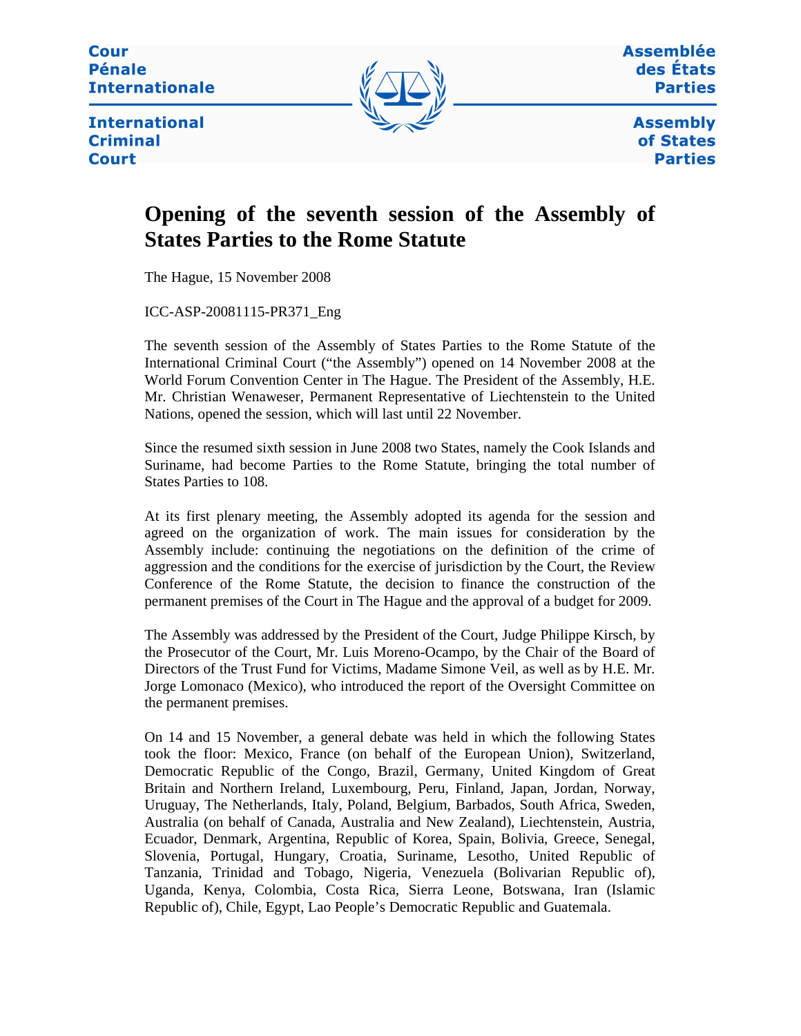Cour Pénale Internationale

International Criminal Court

Assemblée des États Parties

Assembly of States Parties

# Opening of the seventh session of the Assembly of States Parties to the Rome Statute

The Hague, 15 November 2008

ICC-ASP-20081115-PR371_Eng

The seventh session of the Assembly of States Parties to the Rome Statute of the International Criminal Court ("the Assembly") opened on 14 November 2008 at the World Forum Convention Center in The Hague. The President of the Assembly, H.E. Mr. Christian Wenaweser, Permanent Representative of Liechtenstein to the United Nations, opened the session, which will last until 22 November.

Since the resumed sixth session in June 2008 two States, namely the Cook Islands and Suriname, had become Parties to the Rome Statute, bringing the total number of States Parties to 108.

At its first plenary meeting, the Assembly adopted its agenda for the session and agreed on the organization of work. The main issues for consideration by the Assembly include: continuing the negotiations on the definition of the crime of aggression and the conditions for the exercise of jurisdiction by the Court, the Review Conference of the Rome Statute, the decision to finance the construction of the permanent premises of the Court in The Hague and the approval of a budget for 2009.

The Assembly was addressed by the President of the Court, Judge Philippe Kirsch, by the Prosecutor of the Court, Mr. Luis Moreno-Ocampo, by the Chair of the Board of Directors of the Trust Fund for Victims, Madame Simone Veil, as well as by H.E. Mr. Jorge Lomonaco (Mexico), who introduced the report of the Oversight Committee on the permanent premises.

On 14 and 15 November, a general debate was held in which the following States took the floor: Mexico, France (on behalf of the European Union), Switzerland, Democratic Republic of the Congo, Brazil, Germany, United Kingdom of Great Britain and Northern Ireland, Luxembourg, Peru, Finland, Japan, Jordan, Norway, Uruguay, The Netherlands, Italy, Poland, Belgium, Barbados, South Africa, Sweden, Australia (on behalf of Canada, Australia and New Zealand), Liechtenstein, Austria, Ecuador, Denmark, Argentina, Republic of Korea, Spain, Bolivia, Greece, Senegal, Slovenia, Portugal, Hungary, Croatia, Suriname, Lesotho, United Republic of Tanzania, Trinidad and Tobago, Nigeria, Venezuela (Bolivarian Republic of), Uganda, Kenya, Colombia, Costa Rica, Sierra Leone, Botswana, Iran (Islamic Republic of), Chile, Egypt, Lao People's Democratic Republic and Guatemala.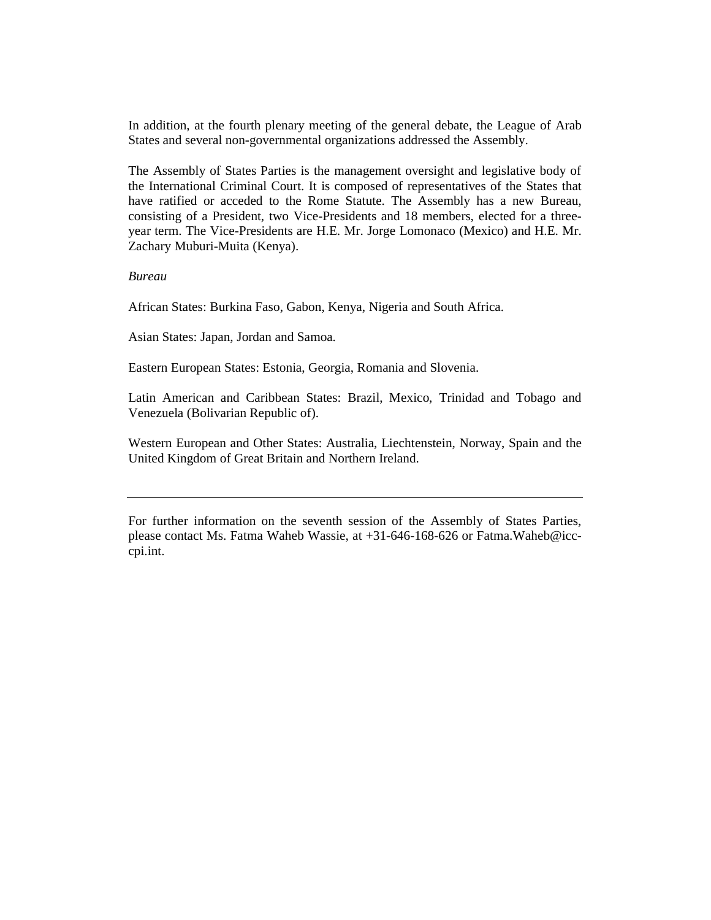In addition, at the fourth plenary meeting of the general debate, the League of Arab States and several non-governmental organizations addressed the Assembly.

The Assembly of States Parties is the management oversight and legislative body of the International Criminal Court. It is composed of representatives of the States that have ratified or acceded to the Rome Statute. The Assembly has a new Bureau, consisting of a President, two Vice-Presidents and 18 members, elected for a three-year term. The Vice-Presidents are H.E. Mr. Jorge Lomonaco (Mexico) and H.E. Mr. Zachary Muburi-Muita (Kenya).

*Bureau*

African States: Burkina Faso, Gabon, Kenya, Nigeria and South Africa.

Asian States: Japan, Jordan and Samoa.

Eastern European States: Estonia, Georgia, Romania and Slovenia.

Latin American and Caribbean States: Brazil, Mexico, Trinidad and Tobago and Venezuela (Bolivarian Republic of).

Western European and Other States: Australia, Liechtenstein, Norway, Spain and the United Kingdom of Great Britain and Northern Ireland.

---

For further information on the seventh session of the Assembly of States Parties, please contact Ms. Fatma Waheb Wassie, at +31-646-168-626 or Fatma.Waheb@icc-cpi.int.